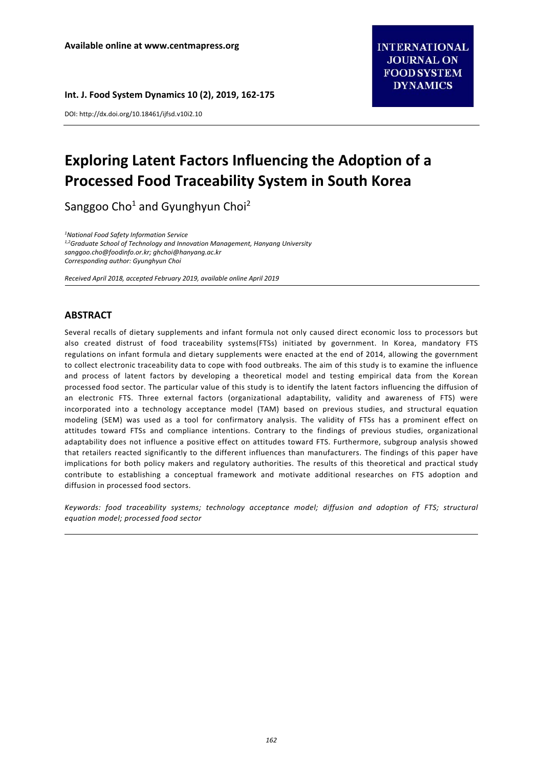Available online at www.centmapress.org

INTERNATIONAL JOURNAL ON FOOD SYSTEM DYNAMICS

DOI: http://dx.doi.org/10.18461/ijfsd.v10i2.10

# Exploring Latent Factors Influencing the Adoption of a Processed Food Traceability System in South Korea

Sanggoo Cho[1] and Gyunghyun Choi[2]

*[1]National Food Safety Information Service*
*[1,2]Graduate School of Technology and Innovation Management, Hanyang University*
*sanggoo.cho@foodinfo.or.kr; ghchoi@hanyang.ac.kr*
*Corresponding author: Gyunghyun Choi*

*Received April 2018, accepted February 2019, available online April 2019*

## ABSTRACT

Several recalls of dietary supplements and infant formula not only caused direct economic loss to processors but also created distrust of food traceability systems(FTSs) initiated by government. In Korea, mandatory FTS regulations on infant formula and dietary supplements were enacted at the end of 2014, allowing the government to collect electronic traceability data to cope with food outbreaks. The aim of this study is to examine the influence and process of latent factors by developing a theoretical model and testing empirical data from the Korean processed food sector. The particular value of this study is to identify the latent factors influencing the diffusion of an electronic FTS. Three external factors (organizational adaptability, validity and awareness of FTS) were incorporated into a technology acceptance model (TAM) based on previous studies, and structural equation modeling (SEM) was used as a tool for confirmatory analysis. The validity of FTSs has a prominent effect on attitudes toward FTSs and compliance intentions. Contrary to the findings of previous studies, organizational adaptability does not influence a positive effect on attitudes toward FTS. Furthermore, subgroup analysis showed that retailers reacted significantly to the different influences than manufacturers. The findings of this paper have implications for both policy makers and regulatory authorities. The results of this theoretical and practical study contribute to establishing a conceptual framework and motivate additional researches on FTS adoption and diffusion in processed food sectors.

*Keywords: food traceability systems; technology acceptance model; diffusion and adoption of FTS; structural equation model; processed food sector*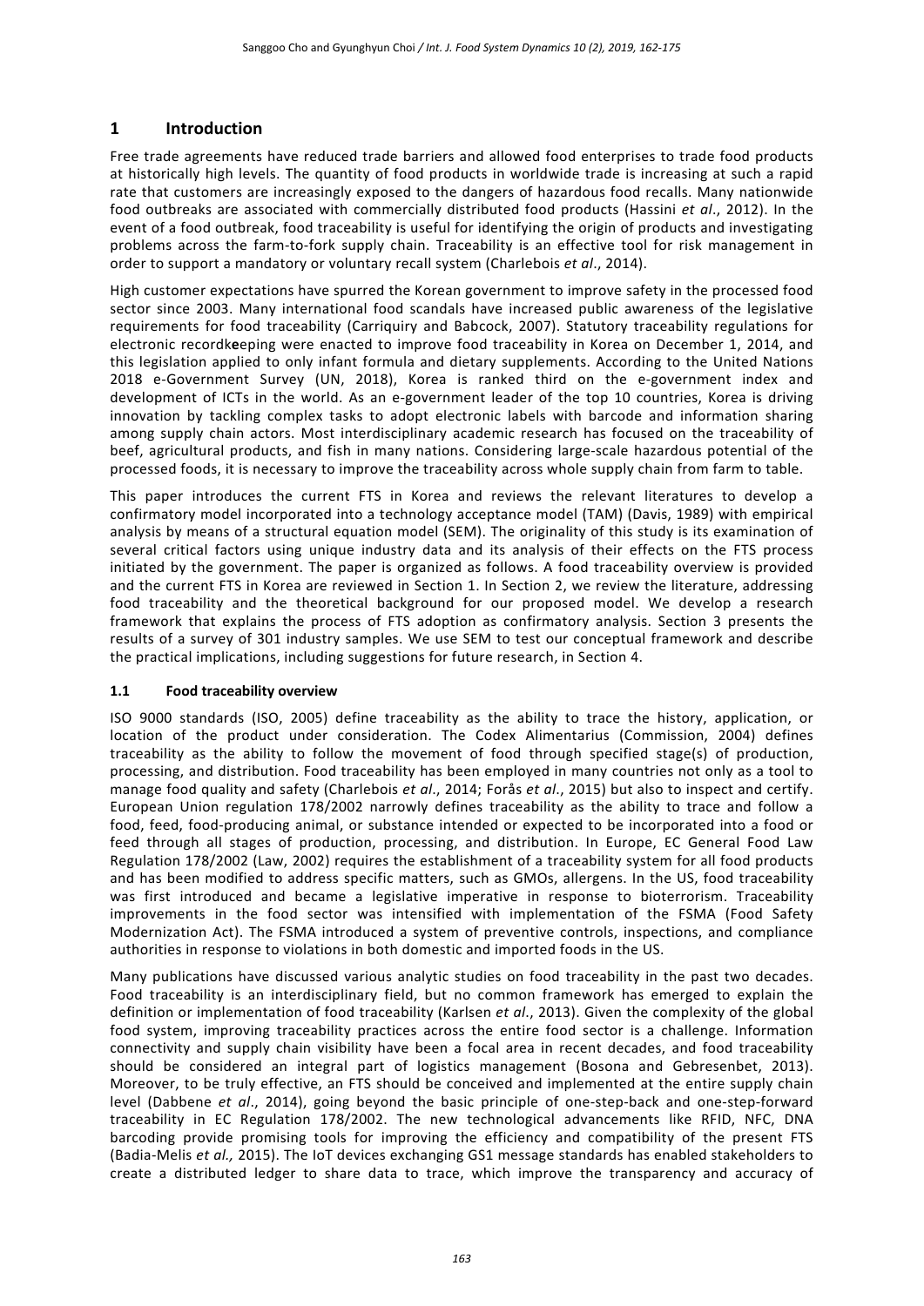## 1 Introduction

Free trade agreements have reduced trade barriers and allowed food enterprises to trade food products at historically high levels. The quantity of food products in worldwide trade is increasing at such a rapid rate that customers are increasingly exposed to the dangers of hazardous food recalls. Many nationwide food outbreaks are associated with commercially distributed food products (Hassini *et al*., 2012). In the event of a food outbreak, food traceability is useful for identifying the origin of products and investigating problems across the farm-to-fork supply chain. Traceability is an effective tool for risk management in order to support a mandatory or voluntary recall system (Charlebois *et al*., 2014).

High customer expectations have spurred the Korean government to improve safety in the processed food sector since 2003. Many international food scandals have increased public awareness of the legislative requirements for food traceability (Carriquiry and Babcock, 2007). Statutory traceability regulations for electronic recordkeeping were enacted to improve food traceability in Korea on December 1, 2014, and this legislation applied to only infant formula and dietary supplements. According to the United Nations 2018 e-Government Survey (UN, 2018), Korea is ranked third on the e-government index and development of ICTs in the world. As an e-government leader of the top 10 countries, Korea is driving innovation by tackling complex tasks to adopt electronic labels with barcode and information sharing among supply chain actors. Most interdisciplinary academic research has focused on the traceability of beef, agricultural products, and fish in many nations. Considering large-scale hazardous potential of the processed foods, it is necessary to improve the traceability across whole supply chain from farm to table.

This paper introduces the current FTS in Korea and reviews the relevant literatures to develop a confirmatory model incorporated into a technology acceptance model (TAM) (Davis, 1989) with empirical analysis by means of a structural equation model (SEM). The originality of this study is its examination of several critical factors using unique industry data and its analysis of their effects on the FTS process initiated by the government. The paper is organized as follows. A food traceability overview is provided and the current FTS in Korea are reviewed in Section 1. In Section 2, we review the literature, addressing food traceability and the theoretical background for our proposed model. We develop a research framework that explains the process of FTS adoption as confirmatory analysis. Section 3 presents the results of a survey of 301 industry samples. We use SEM to test our conceptual framework and describe the practical implications, including suggestions for future research, in Section 4.

### 1.1 Food traceability overview

ISO 9000 standards (ISO, 2005) define traceability as the ability to trace the history, application, or location of the product under consideration. The Codex Alimentarius (Commission, 2004) defines traceability as the ability to follow the movement of food through specified stage(s) of production, processing, and distribution. Food traceability has been employed in many countries not only as a tool to manage food quality and safety (Charlebois *et al*., 2014; Forås *et al*., 2015) but also to inspect and certify. European Union regulation 178/2002 narrowly defines traceability as the ability to trace and follow a food, feed, food-producing animal, or substance intended or expected to be incorporated into a food or feed through all stages of production, processing, and distribution. In Europe, EC General Food Law Regulation 178/2002 (Law, 2002) requires the establishment of a traceability system for all food products and has been modified to address specific matters, such as GMOs, allergens. In the US, food traceability was first introduced and became a legislative imperative in response to bioterrorism. Traceability improvements in the food sector was intensified with implementation of the FSMA (Food Safety Modernization Act). The FSMA introduced a system of preventive controls, inspections, and compliance authorities in response to violations in both domestic and imported foods in the US.

Many publications have discussed various analytic studies on food traceability in the past two decades. Food traceability is an interdisciplinary field, but no common framework has emerged to explain the definition or implementation of food traceability (Karlsen *et al*., 2013). Given the complexity of the global food system, improving traceability practices across the entire food sector is a challenge. Information connectivity and supply chain visibility have been a focal area in recent decades, and food traceability should be considered an integral part of logistics management (Bosona and Gebresenbet, 2013). Moreover, to be truly effective, an FTS should be conceived and implemented at the entire supply chain level (Dabbene *et al*., 2014), going beyond the basic principle of one-step-back and one-step-forward traceability in EC Regulation 178/2002. The new technological advancements like RFID, NFC, DNA barcoding provide promising tools for improving the efficiency and compatibility of the present FTS (Badia-Melis *et al.,* 2015). The IoT devices exchanging GS1 message standards has enabled stakeholders to create a distributed ledger to share data to trace, which improve the transparency and accuracy of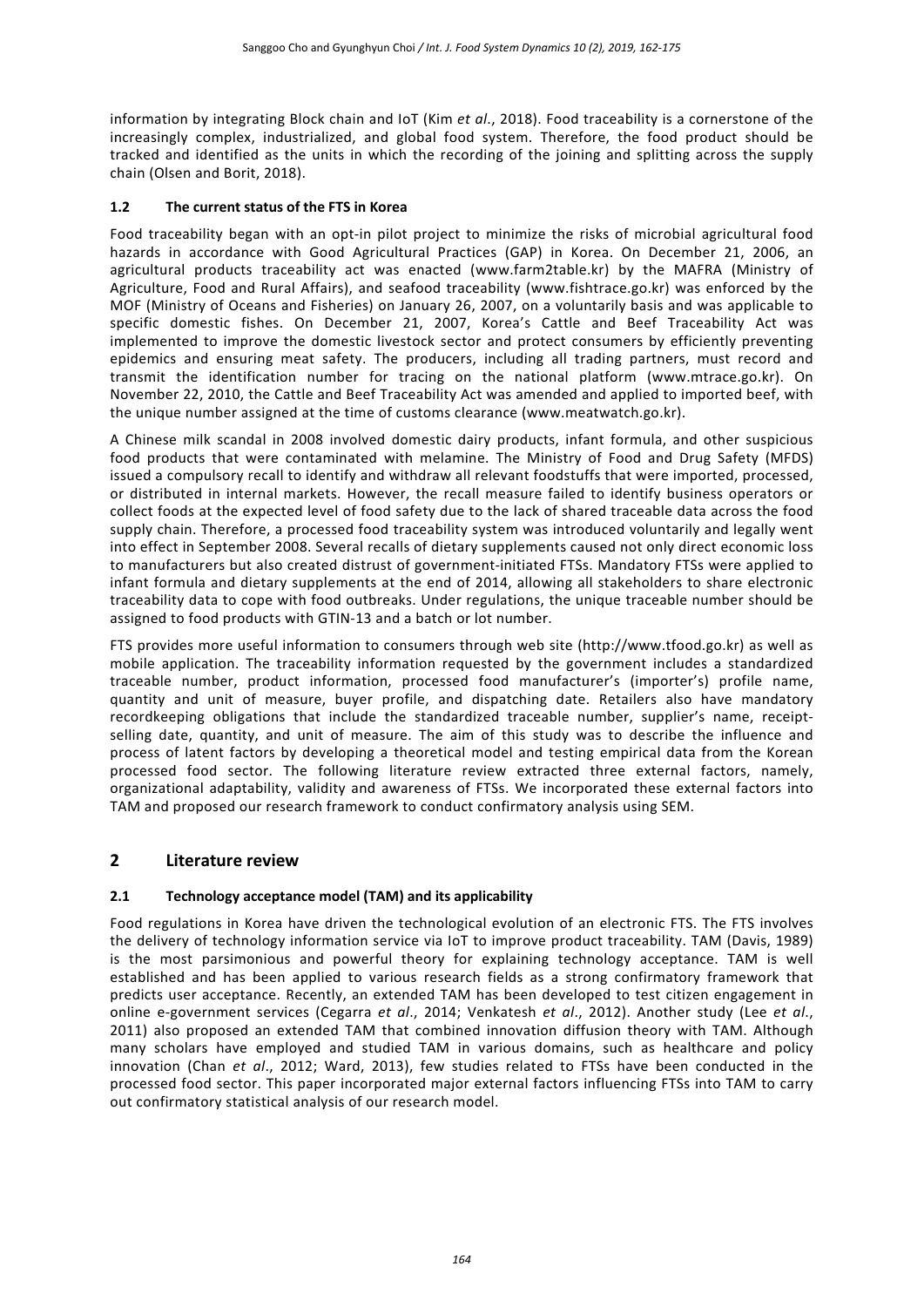information by integrating Block chain and IoT (Kim *et al*., 2018). Food traceability is a cornerstone of the increasingly complex, industrialized, and global food system. Therefore, the food product should be tracked and identified as the units in which the recording of the joining and splitting across the supply chain (Olsen and Borit, 2018).

### 1.2 The current status of the FTS in Korea

Food traceability began with an opt-in pilot project to minimize the risks of microbial agricultural food hazards in accordance with Good Agricultural Practices (GAP) in Korea. On December 21, 2006, an agricultural products traceability act was enacted (www.farm2table.kr) by the MAFRA (Ministry of Agriculture, Food and Rural Affairs), and seafood traceability (www.fishtrace.go.kr) was enforced by the MOF (Ministry of Oceans and Fisheries) on January 26, 2007, on a voluntarily basis and was applicable to specific domestic fishes. On December 21, 2007, Korea's Cattle and Beef Traceability Act was implemented to improve the domestic livestock sector and protect consumers by efficiently preventing epidemics and ensuring meat safety. The producers, including all trading partners, must record and transmit the identification number for tracing on the national platform (www.mtrace.go.kr). On November 22, 2010, the Cattle and Beef Traceability Act was amended and applied to imported beef, with the unique number assigned at the time of customs clearance (www.meatwatch.go.kr).

A Chinese milk scandal in 2008 involved domestic dairy products, infant formula, and other suspicious food products that were contaminated with melamine. The Ministry of Food and Drug Safety (MFDS) issued a compulsory recall to identify and withdraw all relevant foodstuffs that were imported, processed, or distributed in internal markets. However, the recall measure failed to identify business operators or collect foods at the expected level of food safety due to the lack of shared traceable data across the food supply chain. Therefore, a processed food traceability system was introduced voluntarily and legally went into effect in September 2008. Several recalls of dietary supplements caused not only direct economic loss to manufacturers but also created distrust of government-initiated FTSs. Mandatory FTSs were applied to infant formula and dietary supplements at the end of 2014, allowing all stakeholders to share electronic traceability data to cope with food outbreaks. Under regulations, the unique traceable number should be assigned to food products with GTIN-13 and a batch or lot number.

FTS provides more useful information to consumers through web site (http://www.tfood.go.kr) as well as mobile application. The traceability information requested by the government includes a standardized traceable number, product information, processed food manufacturer's (importer's) profile name, quantity and unit of measure, buyer profile, and dispatching date. Retailers also have mandatory recordkeeping obligations that include the standardized traceable number, supplier's name, receipt-selling date, quantity, and unit of measure. The aim of this study was to describe the influence and process of latent factors by developing a theoretical model and testing empirical data from the Korean processed food sector. The following literature review extracted three external factors, namely, organizational adaptability, validity and awareness of FTSs. We incorporated these external factors into TAM and proposed our research framework to conduct confirmatory analysis using SEM.

## 2 Literature review

### 2.1 Technology acceptance model (TAM) and its applicability

Food regulations in Korea have driven the technological evolution of an electronic FTS. The FTS involves the delivery of technology information service via IoT to improve product traceability. TAM (Davis, 1989) is the most parsimonious and powerful theory for explaining technology acceptance. TAM is well established and has been applied to various research fields as a strong confirmatory framework that predicts user acceptance. Recently, an extended TAM has been developed to test citizen engagement in online e-government services (Cegarra *et al*., 2014; Venkatesh *et al*., 2012). Another study (Lee *et al*., 2011) also proposed an extended TAM that combined innovation diffusion theory with TAM. Although many scholars have employed and studied TAM in various domains, such as healthcare and policy innovation (Chan *et al*., 2012; Ward, 2013), few studies related to FTSs have been conducted in the processed food sector. This paper incorporated major external factors influencing FTSs into TAM to carry out confirmatory statistical analysis of our research model.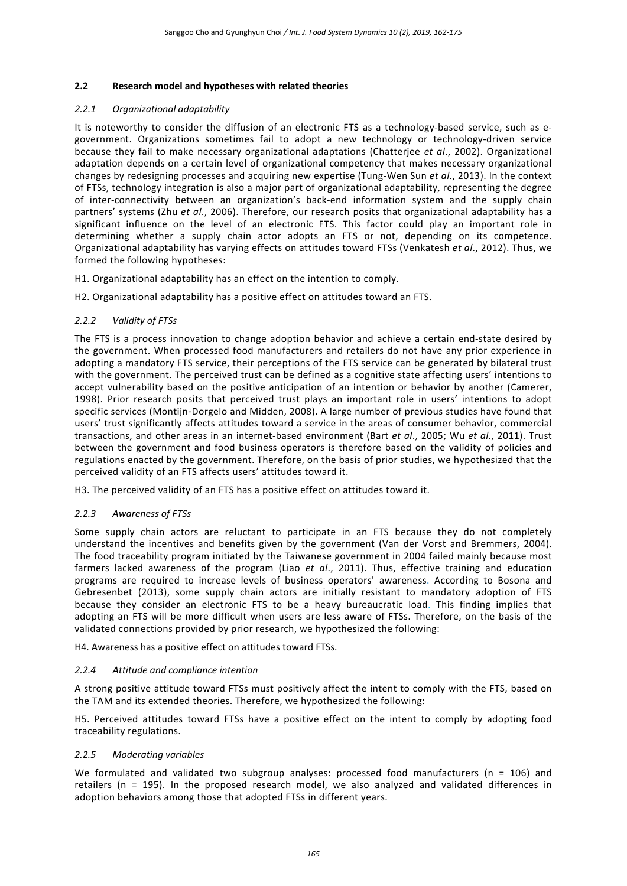### 2.2 Research model and hypotheses with related theories

#### *2.2.1 Organizational adaptability*

It is noteworthy to consider the diffusion of an electronic FTS as a technology-based service, such as e-government. Organizations sometimes fail to adopt a new technology or technology-driven service because they fail to make necessary organizational adaptations (Chatterjee *et al*., 2002). Organizational adaptation depends on a certain level of organizational competency that makes necessary organizational changes by redesigning processes and acquiring new expertise (Tung-Wen Sun *et al*., 2013). In the context of FTSs, technology integration is also a major part of organizational adaptability, representing the degree of inter-connectivity between an organization's back-end information system and the supply chain partners' systems (Zhu *et al*., 2006). Therefore, our research posits that organizational adaptability has a significant influence on the level of an electronic FTS. This factor could play an important role in determining whether a supply chain actor adopts an FTS or not, depending on its competence. Organizational adaptability has varying effects on attitudes toward FTSs (Venkatesh *et al*., 2012). Thus, we formed the following hypotheses:

H1. Organizational adaptability has an effect on the intention to comply.

H2. Organizational adaptability has a positive effect on attitudes toward an FTS.

#### *2.2.2 Validity of FTSs*

The FTS is a process innovation to change adoption behavior and achieve a certain end-state desired by the government. When processed food manufacturers and retailers do not have any prior experience in adopting a mandatory FTS service, their perceptions of the FTS service can be generated by bilateral trust with the government. The perceived trust can be defined as a cognitive state affecting users' intentions to accept vulnerability based on the positive anticipation of an intention or behavior by another (Camerer, 1998). Prior research posits that perceived trust plays an important role in users' intentions to adopt specific services (Montijn-Dorgelo and Midden, 2008). A large number of previous studies have found that users' trust significantly affects attitudes toward a service in the areas of consumer behavior, commercial transactions, and other areas in an internet-based environment (Bart *et al*., 2005; Wu *et al*., 2011). Trust between the government and food business operators is therefore based on the validity of policies and regulations enacted by the government. Therefore, on the basis of prior studies, we hypothesized that the perceived validity of an FTS affects users' attitudes toward it.

H3. The perceived validity of an FTS has a positive effect on attitudes toward it.

#### *2.2.3 Awareness of FTSs*

Some supply chain actors are reluctant to participate in an FTS because they do not completely understand the incentives and benefits given by the government (Van der Vorst and Bremmers, 2004). The food traceability program initiated by the Taiwanese government in 2004 failed mainly because most farmers lacked awareness of the program (Liao *et al*., 2011). Thus, effective training and education programs are required to increase levels of business operators' awareness. According to Bosona and Gebresenbet (2013), some supply chain actors are initially resistant to mandatory adoption of FTS because they consider an electronic FTS to be a heavy bureaucratic load. This finding implies that adopting an FTS will be more difficult when users are less aware of FTSs. Therefore, on the basis of the validated connections provided by prior research, we hypothesized the following:

H4. Awareness has a positive effect on attitudes toward FTSs.

#### *2.2.4 Attitude and compliance intention*

A strong positive attitude toward FTSs must positively affect the intent to comply with the FTS, based on the TAM and its extended theories. Therefore, we hypothesized the following:

H5. Perceived attitudes toward FTSs have a positive effect on the intent to comply by adopting food traceability regulations.

#### *2.2.5 Moderating variables*

We formulated and validated two subgroup analyses: processed food manufacturers (n = 106) and retailers (n = 195). In the proposed research model, we also analyzed and validated differences in adoption behaviors among those that adopted FTSs in different years.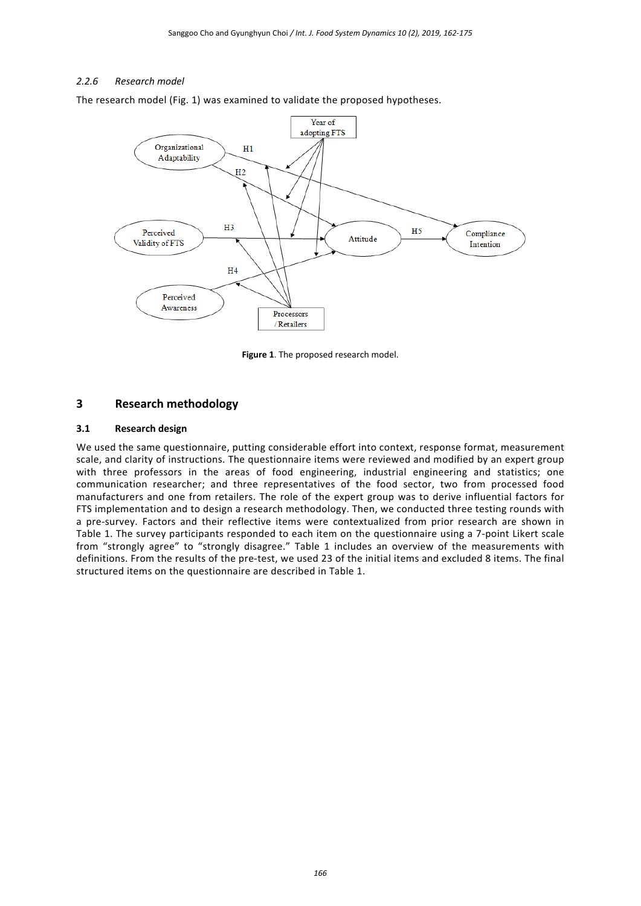#### 2.2.6 Research model

The research model (Fig. 1) was examined to validate the proposed hypotheses.

**Figure 1**. The proposed research model.

## 3 Research methodology

### 3.1 Research design

We used the same questionnaire, putting considerable effort into context, response format, measurement scale, and clarity of instructions. The questionnaire items were reviewed and modified by an expert group with three professors in the areas of food engineering, industrial engineering and statistics; one communication researcher; and three representatives of the food sector, two from processed food manufacturers and one from retailers. The role of the expert group was to derive influential factors for FTS implementation and to design a research methodology. Then, we conducted three testing rounds with a pre-survey. Factors and their reflective items were contextualized from prior research are shown in Table 1. The survey participants responded to each item on the questionnaire using a 7-point Likert scale from "strongly agree" to "strongly disagree." Table 1 includes an overview of the measurements with definitions. From the results of the pre-test, we used 23 of the initial items and excluded 8 items. The final structured items on the questionnaire are described in Table 1.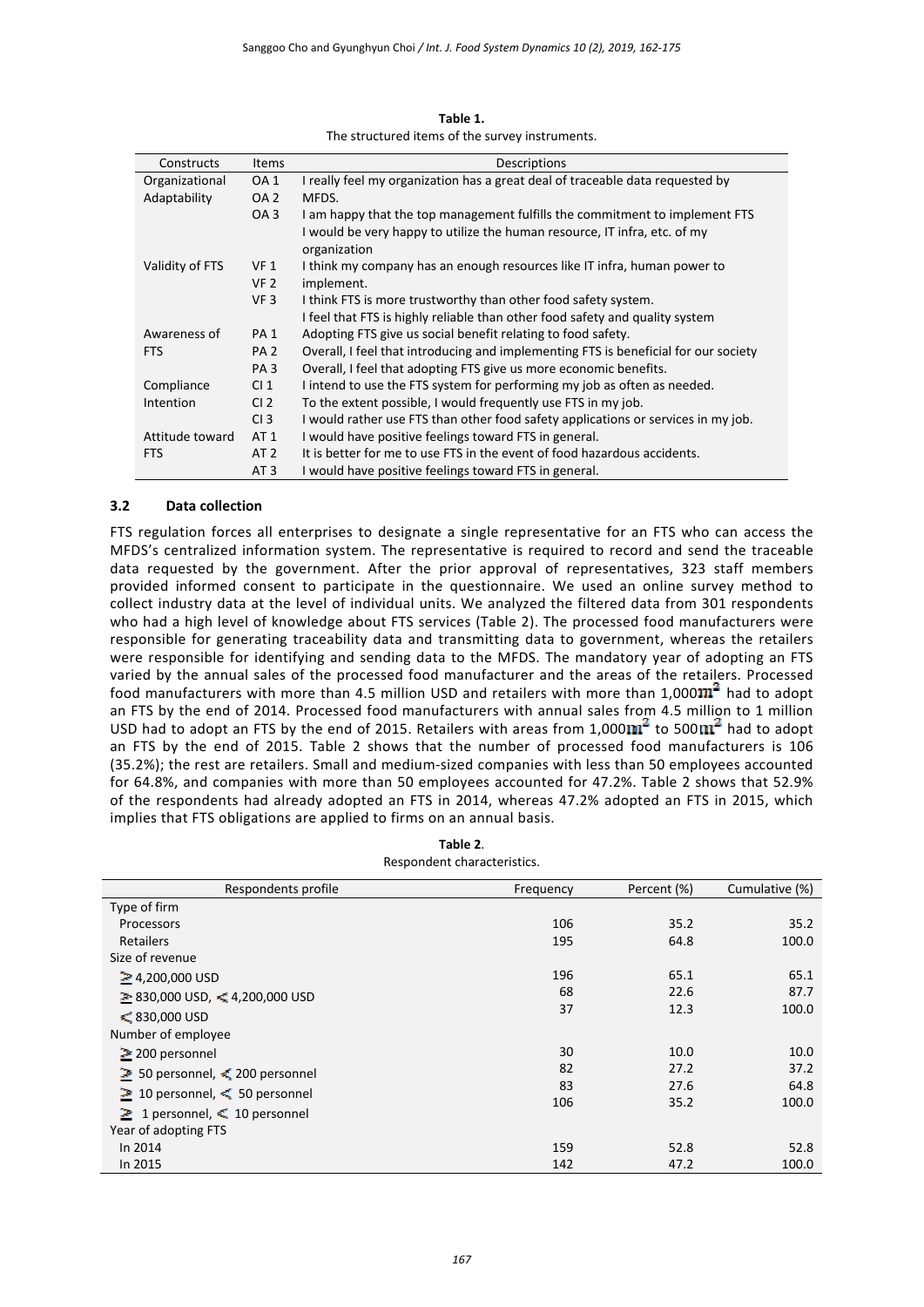**Table 1.**
The structured items of the survey instruments.

| Constructs | Items | Descriptions |
|---|---|---|
| Organizational Adaptability | OA 1<br>OA 2<br>OA 3 | I really feel my organization has a great deal of traceable data requested by MFDS.<br>I am happy that the top management fulfills the commitment to implement FTS<br>I would be very happy to utilize the human resource, IT infra, etc. of my organization |
| Validity of FTS | VF 1<br>VF 2<br>VF 3 | I think my company has an enough resources like IT infra, human power to implement.<br>I think FTS is more trustworthy than other food safety system.<br>I feel that FTS is highly reliable than other food safety and quality system |
| Awareness of FTS | PA 1<br>PA 2<br>PA 3 | Adopting FTS give us social benefit relating to food safety.<br>Overall, I feel that introducing and implementing FTS is beneficial for our society<br>Overall, I feel that adopting FTS give us more economic benefits. |
| Compliance Intention | CI 1<br>CI 2<br>CI 3 | I intend to use the FTS system for performing my job as often as needed.<br>To the extent possible, I would frequently use FTS in my job.<br>I would rather use FTS than other food safety applications or services in my job. |
| Attitude toward FTS | AT 1<br>AT 2<br>AT 3 | I would have positive feelings toward FTS in general.<br>It is better for me to use FTS in the event of food hazardous accidents.<br>I would have positive feelings toward FTS in general. |

### 3.2 Data collection

FTS regulation forces all enterprises to designate a single representative for an FTS who can access the MFDS's centralized information system. The representative is required to record and send the traceable data requested by the government. After the prior approval of representatives, 323 staff members provided informed consent to participate in the questionnaire. We used an online survey method to collect industry data at the level of individual units. We analyzed the filtered data from 301 respondents who had a high level of knowledge about FTS services (Table 2). The processed food manufacturers were responsible for generating traceability data and transmitting data to government, whereas the retailers were responsible for identifying and sending data to the MFDS. The mandatory year of adopting an FTS varied by the annual sales of the processed food manufacturer and the areas of the retailers. Processed food manufacturers with more than 4.5 million USD and retailers with more than 1,000$m^2$ had to adopt an FTS by the end of 2014. Processed food manufacturers with annual sales from 4.5 million to 1 million USD had to adopt an FTS by the end of 2015. Retailers with areas from 1,000$m^2$ to 500$m^2$ had to adopt an FTS by the end of 2015. Table 2 shows that the number of processed food manufacturers is 106 (35.2%); the rest are retailers. Small and medium-sized companies with less than 50 employees accounted for 64.8%, and companies with more than 50 employees accounted for 47.2%. Table 2 shows that 52.9% of the respondents had already adopted an FTS in 2014, whereas 47.2% adopted an FTS in 2015, which implies that FTS obligations are applied to firms on an annual basis.

**Table 2**.
Respondent characteristics.

| Respondents profile | Frequency | Percent (%) | Cumulative (%) |
|---|---|---|---|
| Type of firm | | | |
| Processors | 106 | 35.2 | 35.2 |
| Retailers | 195 | 64.8 | 100.0 |
| Size of revenue | | | |
| ≥ 4,200,000 USD | 196 | 65.1 | 65.1 |
| ≥ 830,000 USD, < 4,200,000 USD | 68 | 22.6 | 87.7 |
| < 830,000 USD | 37 | 12.3 | 100.0 |
| Number of employee | | | |
| ≥ 200 personnel | 30 | 10.0 | 10.0 |
| ≥ 50 personnel, < 200 personnel | 82 | 27.2 | 37.2 |
| ≥ 10 personnel, < 50 personnel | 83 | 27.6 | 64.8 |
| ≥ 1 personnel, < 10 personnel | 106 | 35.2 | 100.0 |
| Year of adopting FTS | | | |
| In 2014 | 159 | 52.8 | 52.8 |
| In 2015 | 142 | 47.2 | 100.0 |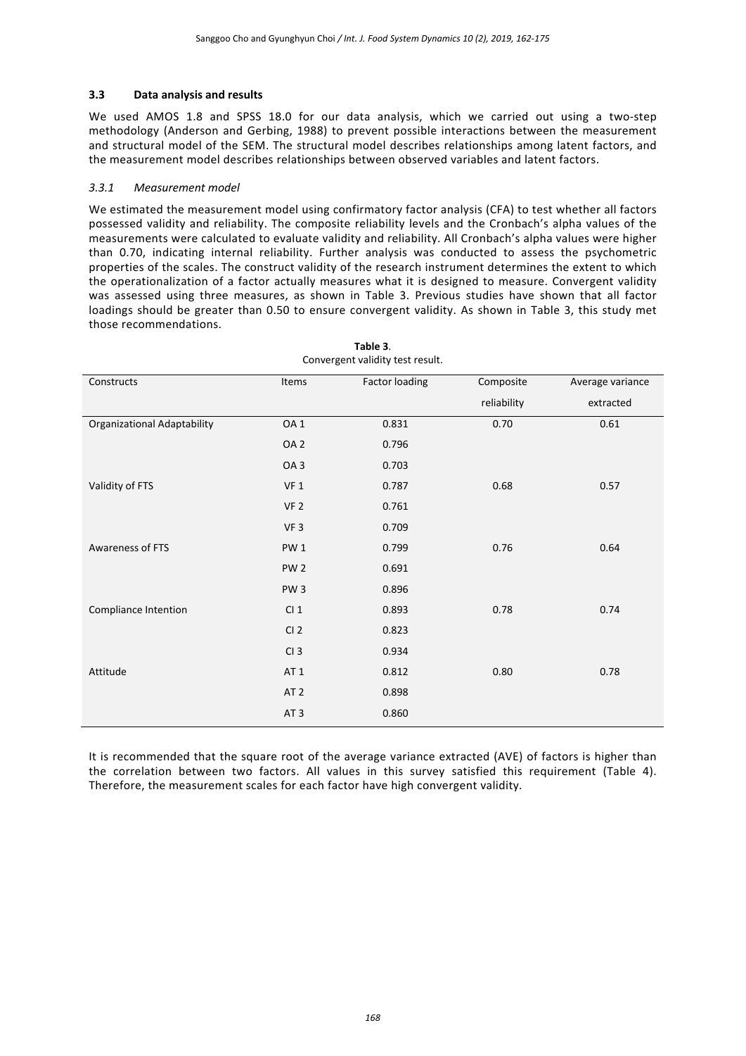### 3.3 Data analysis and results

We used AMOS 1.8 and SPSS 18.0 for our data analysis, which we carried out using a two-step methodology (Anderson and Gerbing, 1988) to prevent possible interactions between the measurement and structural model of the SEM. The structural model describes relationships among latent factors, and the measurement model describes relationships between observed variables and latent factors.

#### *3.3.1 Measurement model*

We estimated the measurement model using confirmatory factor analysis (CFA) to test whether all factors possessed validity and reliability. The composite reliability levels and the Cronbach's alpha values of the measurements were calculated to evaluate validity and reliability. All Cronbach's alpha values were higher than 0.70, indicating internal reliability. Further analysis was conducted to assess the psychometric properties of the scales. The construct validity of the research instrument determines the extent to which the operationalization of a factor actually measures what it is designed to measure. Convergent validity was assessed using three measures, as shown in Table 3. Previous studies have shown that all factor loadings should be greater than 0.50 to ensure convergent validity. As shown in Table 3, this study met those recommendations.

**Table 3**.
Convergent validity test result.

| Constructs | Items | Factor loading | Composite reliability | Average variance extracted |
|---|---|---|---|---|
| Organizational Adaptability | OA 1 | 0.831 | 0.70 | 0.61 |
| | OA 2 | 0.796 | | |
| | OA 3 | 0.703 | | |
| Validity of FTS | VF 1 | 0.787 | 0.68 | 0.57 |
| | VF 2 | 0.761 | | |
| | VF 3 | 0.709 | | |
| Awareness of FTS | PW 1 | 0.799 | 0.76 | 0.64 |
| | PW 2 | 0.691 | | |
| | PW 3 | 0.896 | | |
| Compliance Intention | CI 1 | 0.893 | 0.78 | 0.74 |
| | CI 2 | 0.823 | | |
| | CI 3 | 0.934 | | |
| Attitude | AT 1 | 0.812 | 0.80 | 0.78 |
| | AT 2 | 0.898 | | |
| | AT 3 | 0.860 | | |

It is recommended that the square root of the average variance extracted (AVE) of factors is higher than the correlation between two factors. All values in this survey satisfied this requirement (Table 4). Therefore, the measurement scales for each factor have high convergent validity.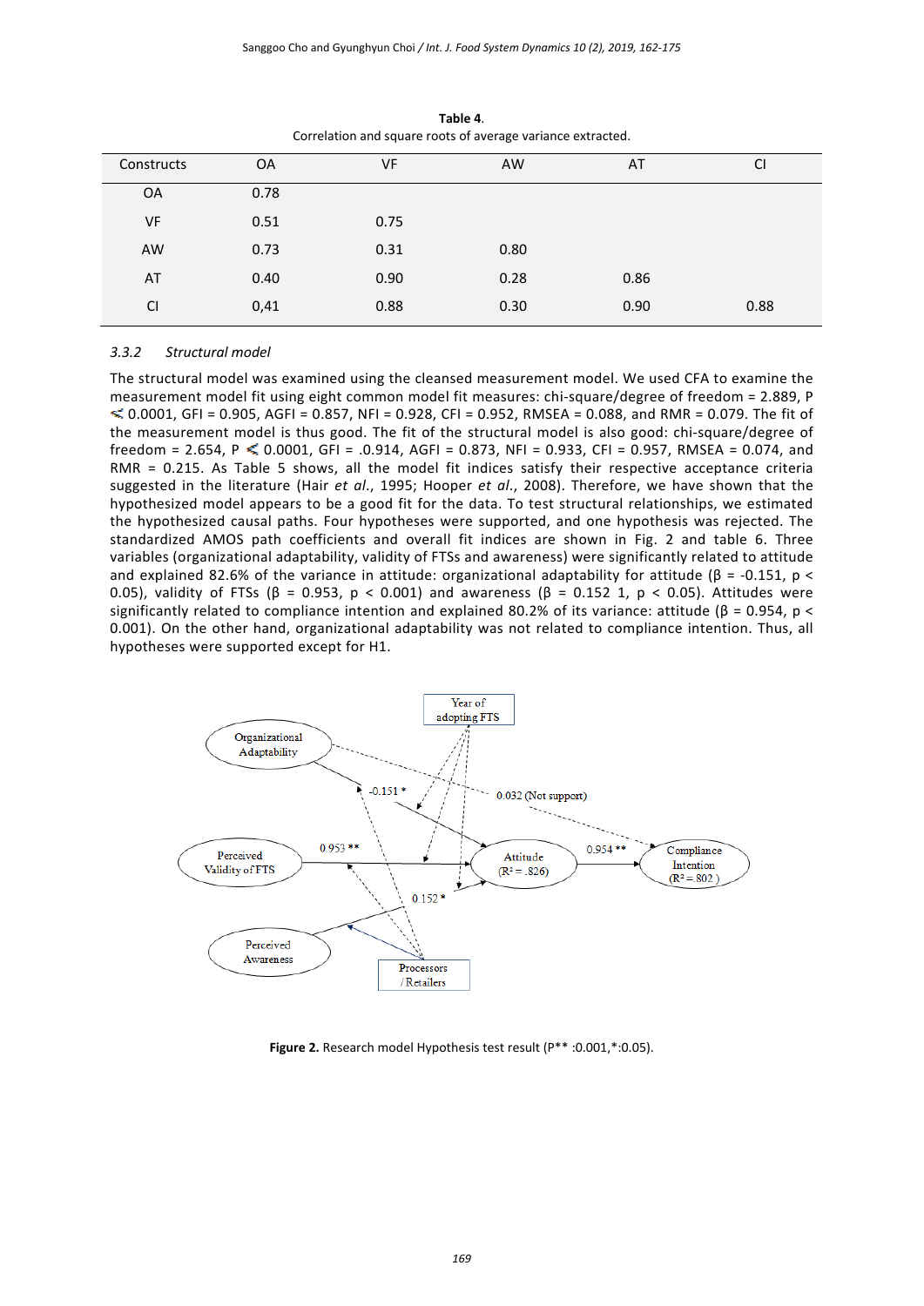**Table 4.**
Correlation and square roots of average variance extracted.

| Constructs | OA | VF | AW | AT | CI |
|---|---|---|---|---|---|
| OA | 0.78 | | | | |
| VF | 0.51 | 0.75 | | | |
| AW | 0.73 | 0.31 | 0.80 | | |
| AT | 0.40 | 0.90 | 0.28 | 0.86 | |
| CI | 0,41 | 0.88 | 0.30 | 0.90 | 0.88 |

### 3.3.2 *Structural model*

The structural model was examined using the cleansed measurement model. We used CFA to examine the measurement model fit using eight common model fit measures: chi-square/degree of freedom = 2.889, P ≤ 0.0001, GFI = 0.905, AGFI = 0.857, NFI = 0.928, CFI = 0.952, RMSEA = 0.088, and RMR = 0.079. The fit of the measurement model is thus good. The fit of the structural model is also good: chi-square/degree of freedom = 2.654, P ≤ 0.0001, GFI = .0.914, AGFI = 0.873, NFI = 0.933, CFI = 0.957, RMSEA = 0.074, and RMR = 0.215. As Table 5 shows, all the model fit indices satisfy their respective acceptance criteria suggested in the literature (Hair *et al*., 1995; Hooper *et al*., 2008). Therefore, we have shown that the hypothesized model appears to be a good fit for the data. To test structural relationships, we estimated the hypothesized causal paths. Four hypotheses were supported, and one hypothesis was rejected. The standardized AMOS path coefficients and overall fit indices are shown in Fig. 2 and table 6. Three variables (organizational adaptability, validity of FTSs and awareness) were significantly related to attitude and explained 82.6% of the variance in attitude: organizational adaptability for attitude ($\beta$ = -0.151, $p < 0.05$), validity of FTSs ($\beta$ = 0.953, $p < 0.001$) and awareness ($\beta$ = 0.152 1, $p < 0.05$). Attitudes were significantly related to compliance intention and explained 80.2% of its variance: attitude ($\beta$ = 0.954, $p < 0.001$). On the other hand, organizational adaptability was not related to compliance intention. Thus, all hypotheses were supported except for H1.

**Figure 2.** Research model Hypothesis test result (P** :0.001,*:0.05).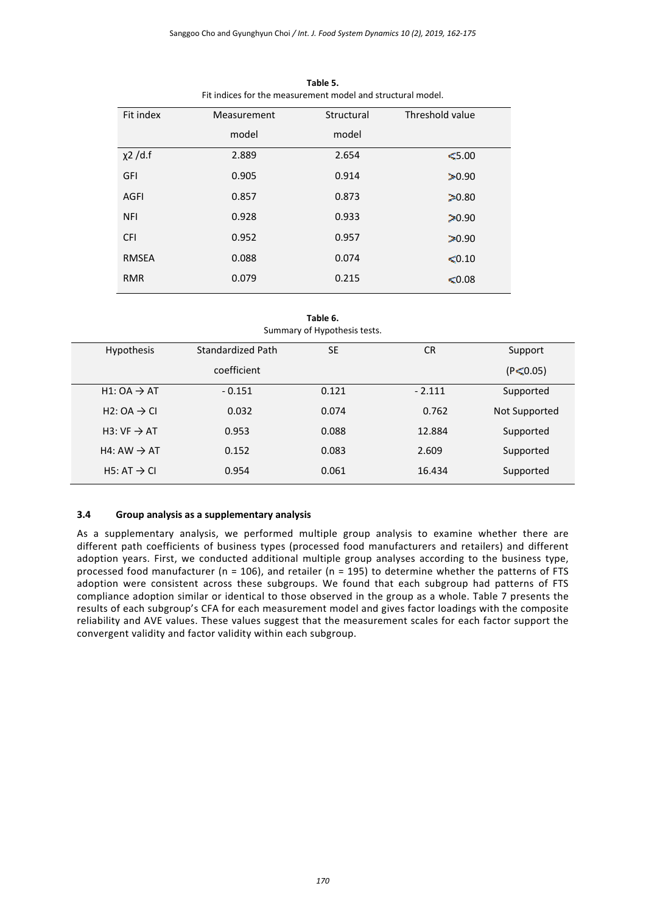**Table 5.**
Fit indices for the measurement model and structural model.

| Fit index | Measurement model | Structural model | Threshold value |
|---|---|---|---|
| $\chi2$ /d.f | 2.889 | 2.654 | ≤5.00 |
| GFI | 0.905 | 0.914 | ≥0.90 |
| AGFI | 0.857 | 0.873 | ≥0.80 |
| NFI | 0.928 | 0.933 | ≥0.90 |
| CFI | 0.952 | 0.957 | ≥0.90 |
| RMSEA | 0.088 | 0.074 | ≤0.10 |
| RMR | 0.079 | 0.215 | ≤0.08 |

**Table 6.**
Summary of Hypothesis tests.

| Hypothesis | Standardized Path coefficient | SE | CR | Support ($P \leq 0.05$) |
|---|---|---|---|---|
| H1: OA → AT | - 0.151 | 0.121 | - 2.111 | Supported |
| H2: OA → CI | 0.032 | 0.074 | 0.762 | Not Supported |
| H3: VF → AT | 0.953 | 0.088 | 12.884 | Supported |
| H4: AW → AT | 0.152 | 0.083 | 2.609 | Supported |
| H5: AT → CI | 0.954 | 0.061 | 16.434 | Supported |

### 3.4 Group analysis as a supplementary analysis

As a supplementary analysis, we performed multiple group analysis to examine whether there are different path coefficients of business types (processed food manufacturers and retailers) and different adoption years. First, we conducted additional multiple group analyses according to the business type, processed food manufacturer (n = 106), and retailer (n = 195) to determine whether the patterns of FTS adoption were consistent across these subgroups. We found that each subgroup had patterns of FTS compliance adoption similar or identical to those observed in the group as a whole. Table 7 presents the results of each subgroup's CFA for each measurement model and gives factor loadings with the composite reliability and AVE values. These values suggest that the measurement scales for each factor support the convergent validity and factor validity within each subgroup.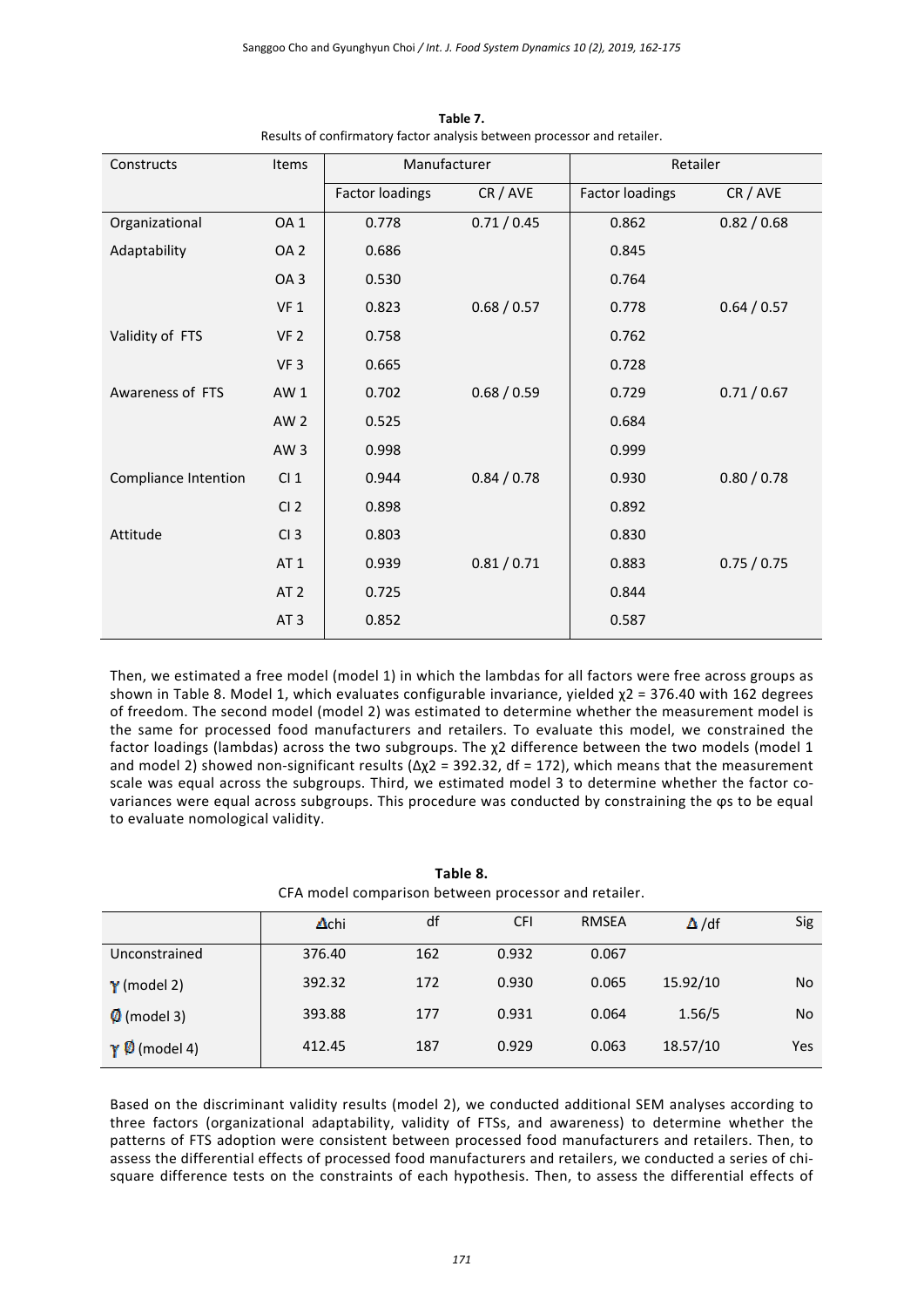**Table 7.**
Results of confirmatory factor analysis between processor and retailer.

| Constructs | Items | Manufacturer | | Retailer | |
|---|---|---|---|---|---|
| | | Factor loadings | CR / AVE | Factor loadings | CR / AVE |
| Organizational | OA 1 | 0.778 | 0.71 / 0.45 | 0.862 | 0.82 / 0.68 |
| Adaptability | OA 2 | 0.686 | | 0.845 | |
| | OA 3 | 0.530 | | 0.764 | |
| | VF 1 | 0.823 | 0.68 / 0.57 | 0.778 | 0.64 / 0.57 |
| Validity of FTS | VF 2 | 0.758 | | 0.762 | |
| | VF 3 | 0.665 | | 0.728 | |
| Awareness of FTS | AW 1 | 0.702 | 0.68 / 0.59 | 0.729 | 0.71 / 0.67 |
| | AW 2 | 0.525 | | 0.684 | |
| | AW 3 | 0.998 | | 0.999 | |
| Compliance Intention | CI 1 | 0.944 | 0.84 / 0.78 | 0.930 | 0.80 / 0.78 |
| | CI 2 | 0.898 | | 0.892 | |
| Attitude | CI 3 | 0.803 | | 0.830 | |
| | AT 1 | 0.939 | 0.81 / 0.71 | 0.883 | 0.75 / 0.75 |
| | AT 2 | 0.725 | | 0.844 | |
| | AT 3 | 0.852 | | 0.587 | |

Then, we estimated a free model (model 1) in which the lambdas for all factors were free across groups as shown in Table 8. Model 1, which evaluates configurable invariance, yielded $\chi2 = 376.40$ with 162 degrees of freedom. The second model (model 2) was estimated to determine whether the measurement model is the same for processed food manufacturers and retailers. To evaluate this model, we constrained the factor loadings (lambdas) across the two subgroups. The $\chi2$ difference between the two models (model 1 and model 2) showed non-significant results ($\Delta\chi2 = 392.32$, df = 172), which means that the measurement scale was equal across the subgroups. Third, we estimated model 3 to determine whether the factor co-variances were equal across subgroups. This procedure was conducted by constraining the φs to be equal to evaluate nomological validity.

**Table 8.**
CFA model comparison between processor and retailer.

| | $\Delta$chi | df | CFI | RMSEA | $\Delta$/df | Sig |
|---|---|---|---|---|---|---|
| Unconstrained | 376.40 | 162 | 0.932 | 0.067 | | |
| $\gamma$ (model 2) | 392.32 | 172 | 0.930 | 0.065 | 15.92/10 | No |
| $\emptyset$ (model 3) | 393.88 | 177 | 0.931 | 0.064 | 1.56/5 | No |
| $\gamma$ $\emptyset$ (model 4) | 412.45 | 187 | 0.929 | 0.063 | 18.57/10 | Yes |

Based on the discriminant validity results (model 2), we conducted additional SEM analyses according to three factors (organizational adaptability, validity of FTSs, and awareness) to determine whether the patterns of FTS adoption were consistent between processed food manufacturers and retailers. Then, to assess the differential effects of processed food manufacturers and retailers, we conducted a series of chi-square difference tests on the constraints of each hypothesis. Then, to assess the differential effects of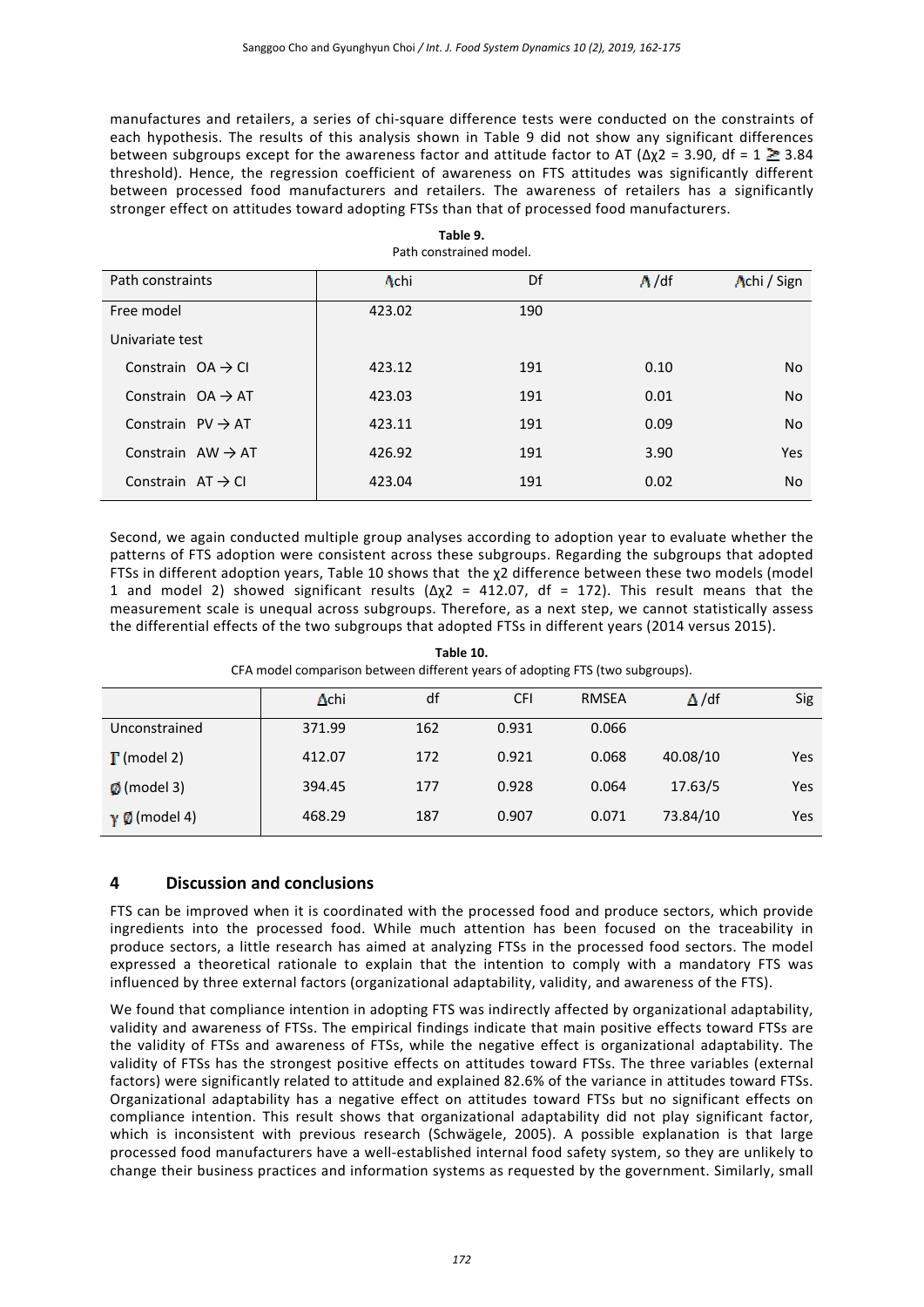manufactures and retailers, a series of chi-square difference tests were conducted on the constraints of each hypothesis. The results of this analysis shown in Table 9 did not show any significant differences between subgroups except for the awareness factor and attitude factor to AT ($\Delta\chi2$ = 3.90, df = 1 ≥ 3.84 threshold). Hence, the regression coefficient of awareness on FTS attitudes was significantly different between processed food manufacturers and retailers. The awareness of retailers has a significantly stronger effect on attitudes toward adopting FTSs than that of processed food manufacturers.

**Table 9.**
Path constrained model.

| Path constraints | Δchi | Df | Δ/df | Δchi / Sign |
|---|---|---|---|---|
| Free model | 423.02 | 190 | | |
| Univariate test | | | | |
| Constrain OA → CI | 423.12 | 191 | 0.10 | No |
| Constrain OA → AT | 423.03 | 191 | 0.01 | No |
| Constrain PV → AT | 423.11 | 191 | 0.09 | No |
| Constrain AW → AT | 426.92 | 191 | 3.90 | Yes |
| Constrain AT → CI | 423.04 | 191 | 0.02 | No |

Second, we again conducted multiple group analyses according to adoption year to evaluate whether the patterns of FTS adoption were consistent across these subgroups. Regarding the subgroups that adopted FTSs in different adoption years, Table 10 shows that the $\chi2$ difference between these two models (model 1 and model 2) showed significant results ($\Delta\chi2$ = 412.07, df = 172). This result means that the measurement scale is unequal across subgroups. Therefore, as a next step, we cannot statistically assess the differential effects of the two subgroups that adopted FTSs in different years (2014 versus 2015).

**Table 10.**
CFA model comparison between different years of adopting FTS (two subgroups).

| | Δchi | df | CFI | RMSEA | Δ/df | Sig |
|---|---|---|---|---|---|---|
| Unconstrained | 371.99 | 162 | 0.931 | 0.066 | | |
| Γ (model 2) | 412.07 | 172 | 0.921 | 0.068 | 40.08/10 | Yes |
| Ø (model 3) | 394.45 | 177 | 0.928 | 0.064 | 17.63/5 | Yes |
| γ Ø (model 4) | 468.29 | 187 | 0.907 | 0.071 | 73.84/10 | Yes |

## 4 Discussion and conclusions

FTS can be improved when it is coordinated with the processed food and produce sectors, which provide ingredients into the processed food. While much attention has been focused on the traceability in produce sectors, a little research has aimed at analyzing FTSs in the processed food sectors. The model expressed a theoretical rationale to explain that the intention to comply with a mandatory FTS was influenced by three external factors (organizational adaptability, validity, and awareness of the FTS).

We found that compliance intention in adopting FTS was indirectly affected by organizational adaptability, validity and awareness of FTSs. The empirical findings indicate that main positive effects toward FTSs are the validity of FTSs and awareness of FTSs, while the negative effect is organizational adaptability. The validity of FTSs has the strongest positive effects on attitudes toward FTSs. The three variables (external factors) were significantly related to attitude and explained 82.6% of the variance in attitudes toward FTSs. Organizational adaptability has a negative effect on attitudes toward FTSs but no significant effects on compliance intention. This result shows that organizational adaptability did not play significant factor, which is inconsistent with previous research (Schwägele, 2005). A possible explanation is that large processed food manufacturers have a well-established internal food safety system, so they are unlikely to change their business practices and information systems as requested by the government. Similarly, small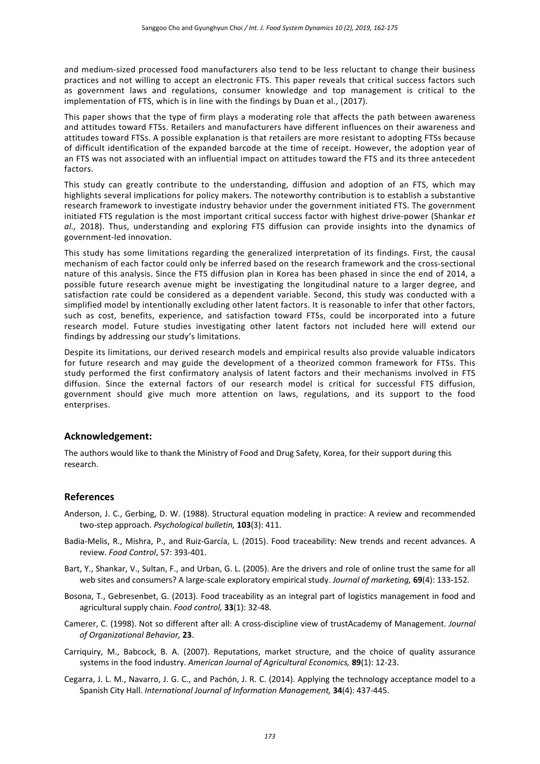and medium-sized processed food manufacturers also tend to be less reluctant to change their business practices and not willing to accept an electronic FTS. This paper reveals that critical success factors such as government laws and regulations, consumer knowledge and top management is critical to the implementation of FTS, which is in line with the findings by Duan et al., (2017).

This paper shows that the type of firm plays a moderating role that affects the path between awareness and attitudes toward FTSs. Retailers and manufacturers have different influences on their awareness and attitudes toward FTSs. A possible explanation is that retailers are more resistant to adopting FTSs because of difficult identification of the expanded barcode at the time of receipt. However, the adoption year of an FTS was not associated with an influential impact on attitudes toward the FTS and its three antecedent factors.

This study can greatly contribute to the understanding, diffusion and adoption of an FTS, which may highlights several implications for policy makers. The noteworthy contribution is to establish a substantive research framework to investigate industry behavior under the government initiated FTS. The government initiated FTS regulation is the most important critical success factor with highest drive-power (Shankar *et al.,* 2018). Thus, understanding and exploring FTS diffusion can provide insights into the dynamics of government-led innovation.

This study has some limitations regarding the generalized interpretation of its findings. First, the causal mechanism of each factor could only be inferred based on the research framework and the cross-sectional nature of this analysis. Since the FTS diffusion plan in Korea has been phased in since the end of 2014, a possible future research avenue might be investigating the longitudinal nature to a larger degree, and satisfaction rate could be considered as a dependent variable. Second, this study was conducted with a simplified model by intentionally excluding other latent factors. It is reasonable to infer that other factors, such as cost, benefits, experience, and satisfaction toward FTSs, could be incorporated into a future research model. Future studies investigating other latent factors not included here will extend our findings by addressing our study's limitations.

Despite its limitations, our derived research models and empirical results also provide valuable indicators for future research and may guide the development of a theorized common framework for FTSs. This study performed the first confirmatory analysis of latent factors and their mechanisms involved in FTS diffusion. Since the external factors of our research model is critical for successful FTS diffusion, government should give much more attention on laws, regulations, and its support to the food enterprises.

## Acknowledgement:

The authors would like to thank the Ministry of Food and Drug Safety, Korea, for their support during this research.

## References

Anderson, J. C., Gerbing, D. W. (1988). Structural equation modeling in practice: A review and recommended two-step approach. *Psychological bulletin,* **103**(3): 411.

Badia-Melis, R., Mishra, P., and Ruiz-García, L. (2015). Food traceability: New trends and recent advances. A review. *Food Control*, 57: 393-401.

Bart, Y., Shankar, V., Sultan, F., and Urban, G. L. (2005). Are the drivers and role of online trust the same for all web sites and consumers? A large-scale exploratory empirical study. *Journal of marketing,* **69**(4): 133-152.

Bosona, T., Gebresenbet, G. (2013). Food traceability as an integral part of logistics management in food and agricultural supply chain. *Food control,* **33**(1): 32-48.

Camerer, C. (1998). Not so different after all: A cross-discipline view of trustAcademy of Management. *Journal of Organizational Behavior,* **23**.

Carriquiry, M., Babcock, B. A. (2007). Reputations, market structure, and the choice of quality assurance systems in the food industry. *American Journal of Agricultural Economics,* **89**(1): 12-23.

Cegarra, J. L. M., Navarro, J. G. C., and Pachón, J. R. C. (2014). Applying the technology acceptance model to a Spanish City Hall. *International Journal of Information Management,* **34**(4): 437-445.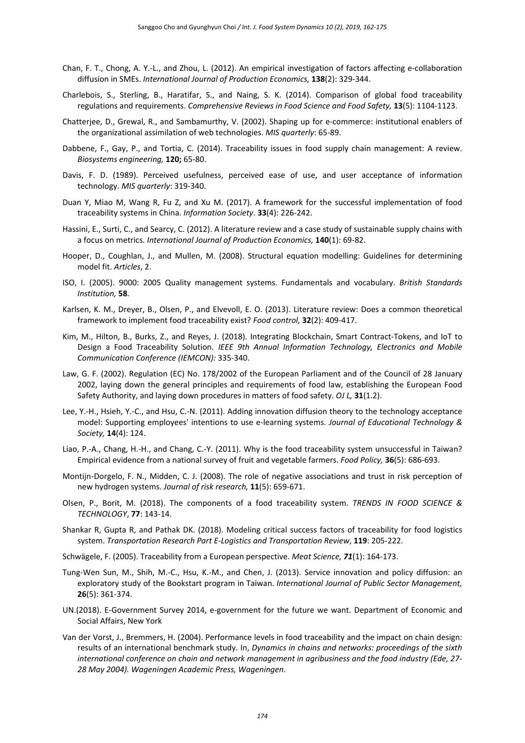Chan, F. T., Chong, A. Y.-L., and Zhou, L. (2012). An empirical investigation of factors affecting e-collaboration diffusion in SMEs. *International Journal of Production Economics,* **138**(2): 329-344.

Charlebois, S., Sterling, B., Haratifar, S., and Naing, S. K. (2014). Comparison of global food traceability regulations and requirements. *Comprehensive Reviews in Food Science and Food Safety,* **13**(5): 1104-1123.

Chatterjee, D., Grewal, R., and Sambamurthy, V. (2002). Shaping up for e-commerce: institutional enablers of the organizational assimilation of web technologies. *MIS quarterly*: 65-89.

Dabbene, F., Gay, P., and Tortia, C. (2014). Traceability issues in food supply chain management: A review. *Biosystems engineering,* **120;** 65-80.

Davis, F. D. (1989). Perceived usefulness, perceived ease of use, and user acceptance of information technology. *MIS quarterly*: 319-340.

Duan Y, Miao M, Wang R, Fu Z, and Xu M. (2017). A framework for the successful implementation of food traceability systems in China. *Information Society*. **33**(4): 226-242.

Hassini, E., Surti, C., and Searcy, C. (2012). A literature review and a case study of sustainable supply chains with a focus on metrics. *International Journal of Production Economics,* **140**(1): 69-82.

Hooper, D., Coughlan, J., and Mullen, M. (2008). Structural equation modelling: Guidelines for determining model fit. *Articles*, 2.

ISO, I. (2005). 9000: 2005 Quality management systems. Fundamentals and vocabulary. *British Standards Institution,* **58**.

Karlsen, K. M., Dreyer, B., Olsen, P., and Elvevoll, E. O. (2013). Literature review: Does a common theoretical framework to implement food traceability exist? *Food control,* **32**(2): 409-417.

Kim, M., Hilton, B., Burks, Z., and Reyes, J. (2018). Integrating Blockchain, Smart Contract-Tokens, and IoT to Design a Food Traceability Solution. *IEEE 9th Annual Information Technology, Electronics and Mobile Communication Conference (IEMCON):* 335-340.

Law, G. F. (2002). Regulation (EC) No. 178/2002 of the European Parliament and of the Council of 28 January 2002, laying down the general principles and requirements of food law, establishing the European Food Safety Authority, and laying down procedures in matters of food safety. *OJ L,* **31**(1.2).

Lee, Y.-H., Hsieh, Y.-C., and Hsu, C.-N. (2011). Adding innovation diffusion theory to the technology acceptance model: Supporting employees' intentions to use e-learning systems. *Journal of Educational Technology & Society,* **14**(4): 124.

Liao, P.-A., Chang, H.-H., and Chang, C.-Y. (2011). Why is the food traceability system unsuccessful in Taiwan? Empirical evidence from a national survey of fruit and vegetable farmers. *Food Policy,* **36**(5): 686-693.

Montijn-Dorgelo, F. N., Midden, C. J. (2008). The role of negative associations and trust in risk perception of new hydrogen systems. *Journal of risk research,* **11**(5): 659-671.

Olsen, P., Borit, M. (2018). The components of a food traceability system. *TRENDS IN FOOD SCIENCE & TECHNOLOGY*, **77**: 143-14.

Shankar R, Gupta R, and Pathak DK. (2018). Modeling critical success factors of traceability for food logistics system. *Transportation Research Part E-Logistics and Transportation Review*, **119**: 205-222.

Schwägele, F. (2005). Traceability from a European perspective. *Meat Science,* ***71***(1): 164-173.

Tung-Wen Sun, M., Shih, M.-C., Hsu, K.-M., and Chen, J. (2013). Service innovation and policy diffusion: an exploratory study of the Bookstart program in Taiwan. *International Journal of Public Sector Management,* **26**(5): 361-374.

UN.(2018). E-Government Survey 2014, e-government for the future we want. Department of Economic and Social Affairs, New York

Van der Vorst, J., Bremmers, H. (2004). Performance levels in food traceability and the impact on chain design: results of an international benchmark study. In, *Dynamics in chains and networks: proceedings of the sixth international conference on chain and network management in agribusiness and the food industry (Ede, 27-28 May 2004). Wageningen Academic Press, Wageningen*.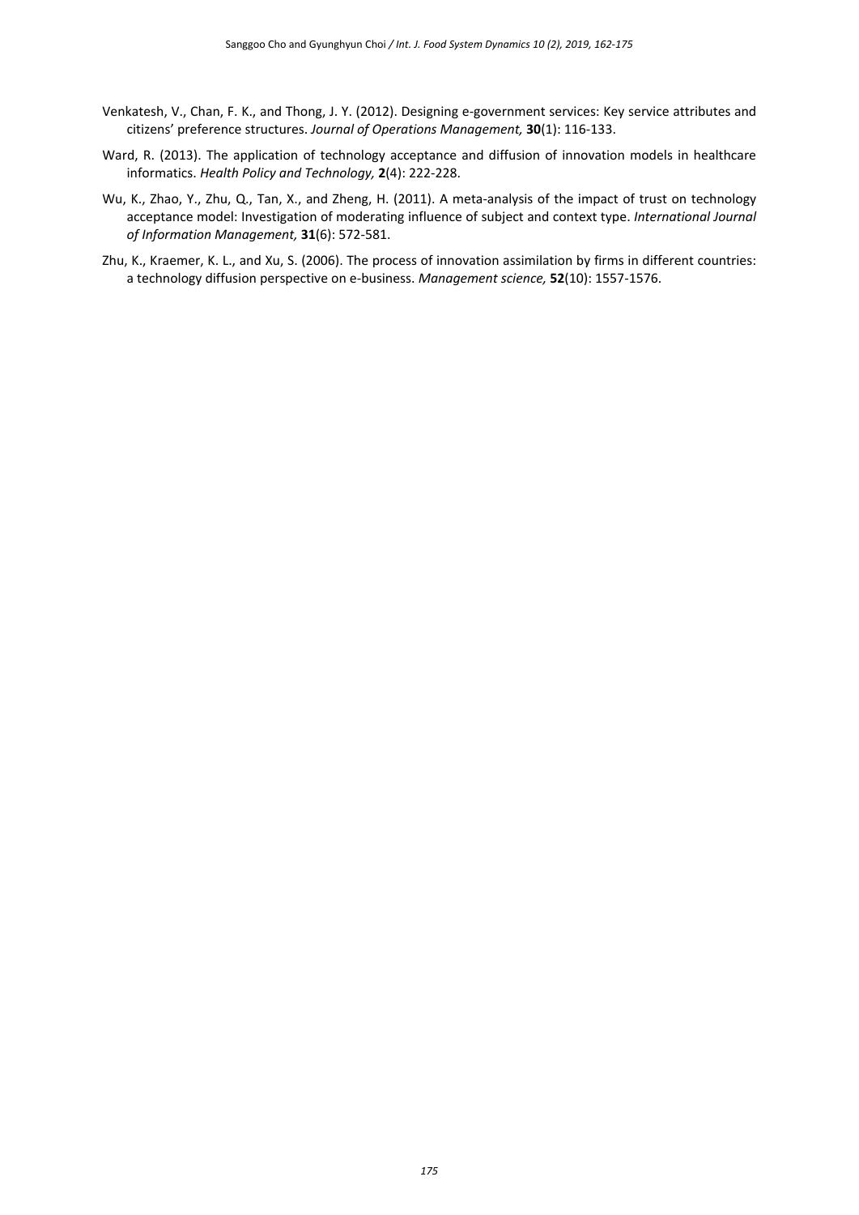Venkatesh, V., Chan, F. K., and Thong, J. Y. (2012). Designing e-government services: Key service attributes and citizens' preference structures. *Journal of Operations Management,* **30**(1): 116-133.

Ward, R. (2013). The application of technology acceptance and diffusion of innovation models in healthcare informatics. *Health Policy and Technology,* **2**(4): 222-228.

Wu, K., Zhao, Y., Zhu, Q., Tan, X., and Zheng, H. (2011). A meta-analysis of the impact of trust on technology acceptance model: Investigation of moderating influence of subject and context type. *International Journal of Information Management,* **31**(6): 572-581.

Zhu, K., Kraemer, K. L., and Xu, S. (2006). The process of innovation assimilation by firms in different countries: a technology diffusion perspective on e-business. *Management science,* **52**(10): 1557-1576.